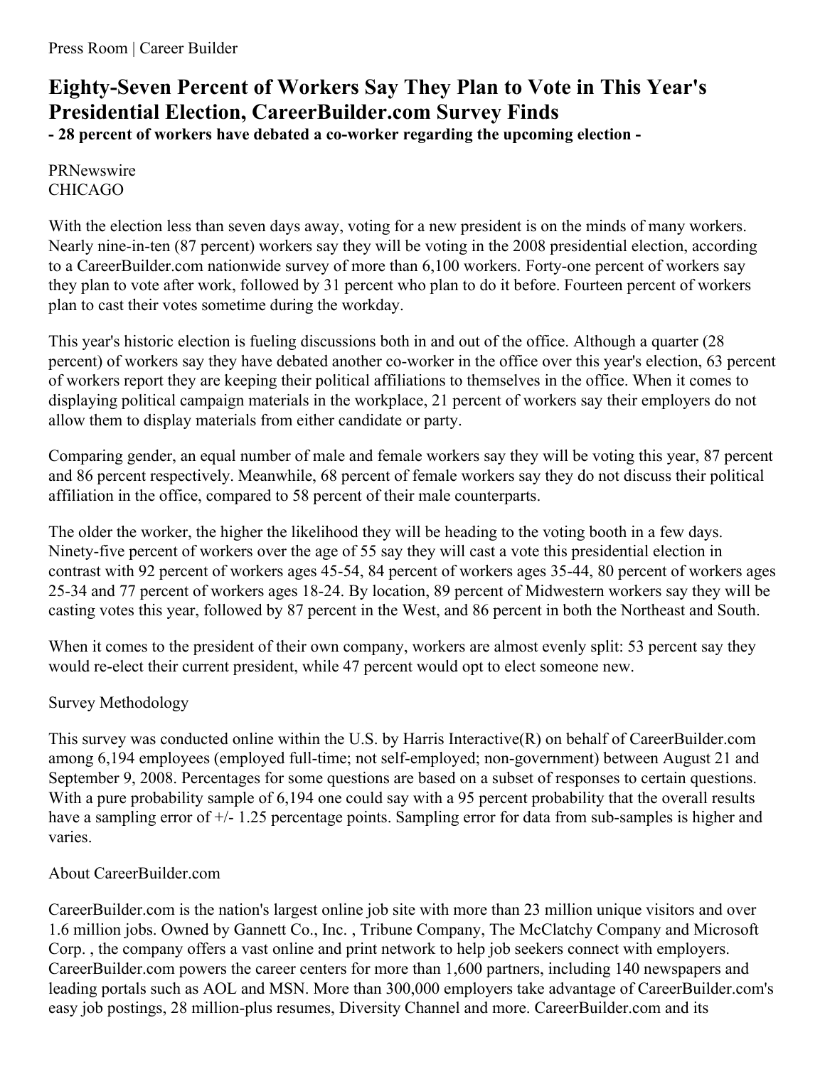Press Room | Career Builder

# Eighty-Seven Percent of Workers Say They Plan to Vote in This Year's Presidential Election, CareerBuilder.com Survey Finds

**- 28 percent of workers have debated a co-worker regarding the upcoming election -**

PRNewswire
CHICAGO

With the election less than seven days away, voting for a new president is on the minds of many workers. Nearly nine-in-ten (87 percent) workers say they will be voting in the 2008 presidential election, according to a CareerBuilder.com nationwide survey of more than 6,100 workers. Forty-one percent of workers say they plan to vote after work, followed by 31 percent who plan to do it before. Fourteen percent of workers plan to cast their votes sometime during the workday.

This year's historic election is fueling discussions both in and out of the office. Although a quarter (28 percent) of workers say they have debated another co-worker in the office over this year's election, 63 percent of workers report they are keeping their political affiliations to themselves in the office. When it comes to displaying political campaign materials in the workplace, 21 percent of workers say their employers do not allow them to display materials from either candidate or party.

Comparing gender, an equal number of male and female workers say they will be voting this year, 87 percent and 86 percent respectively. Meanwhile, 68 percent of female workers say they do not discuss their political affiliation in the office, compared to 58 percent of their male counterparts.

The older the worker, the higher the likelihood they will be heading to the voting booth in a few days. Ninety-five percent of workers over the age of 55 say they will cast a vote this presidential election in contrast with 92 percent of workers ages 45-54, 84 percent of workers ages 35-44, 80 percent of workers ages 25-34 and 77 percent of workers ages 18-24. By location, 89 percent of Midwestern workers say they will be casting votes this year, followed by 87 percent in the West, and 86 percent in both the Northeast and South.

When it comes to the president of their own company, workers are almost evenly split: 53 percent say they would re-elect their current president, while 47 percent would opt to elect someone new.

Survey Methodology

This survey was conducted online within the U.S. by Harris Interactive(R) on behalf of CareerBuilder.com among 6,194 employees (employed full-time; not self-employed; non-government) between August 21 and September 9, 2008. Percentages for some questions are based on a subset of responses to certain questions. With a pure probability sample of 6,194 one could say with a 95 percent probability that the overall results have a sampling error of +/- 1.25 percentage points. Sampling error for data from sub-samples is higher and varies.

About CareerBuilder.com

CareerBuilder.com is the nation's largest online job site with more than 23 million unique visitors and over 1.6 million jobs. Owned by Gannett Co., Inc. , Tribune Company, The McClatchy Company and Microsoft Corp. , the company offers a vast online and print network to help job seekers connect with employers. CareerBuilder.com powers the career centers for more than 1,600 partners, including 140 newspapers and leading portals such as AOL and MSN. More than 300,000 employers take advantage of CareerBuilder.com's easy job postings, 28 million-plus resumes, Diversity Channel and more. CareerBuilder.com and its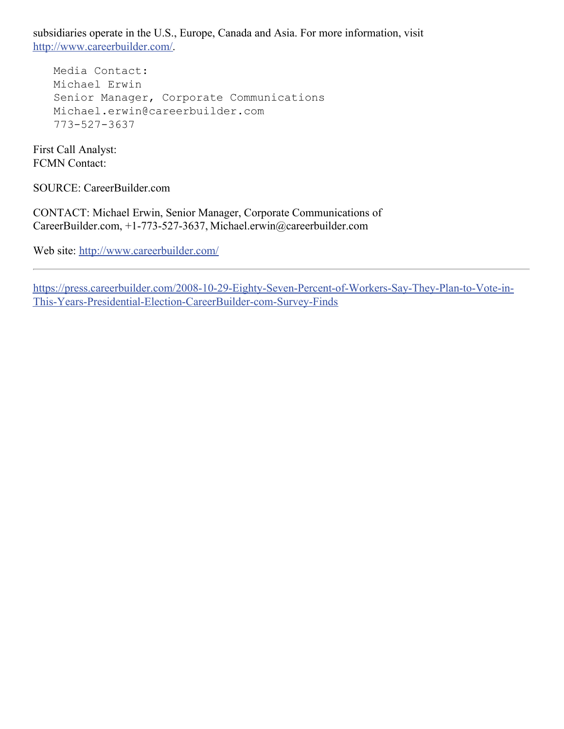subsidiaries operate in the U.S., Europe, Canada and Asia. For more information, visit http://www.careerbuilder.com/.

```
Media Contact:
Michael Erwin
Senior Manager, Corporate Communications
Michael.erwin@careerbuilder.com
773-527-3637
```

First Call Analyst:
FCMN Contact:

SOURCE: CareerBuilder.com

CONTACT: Michael Erwin, Senior Manager, Corporate Communications of CareerBuilder.com, +1-773-527-3637, Michael.erwin@careerbuilder.com

Web site: http://www.careerbuilder.com/

---

https://press.careerbuilder.com/2008-10-29-Eighty-Seven-Percent-of-Workers-Say-They-Plan-to-Vote-in-This-Years-Presidential-Election-CareerBuilder-com-Survey-Finds